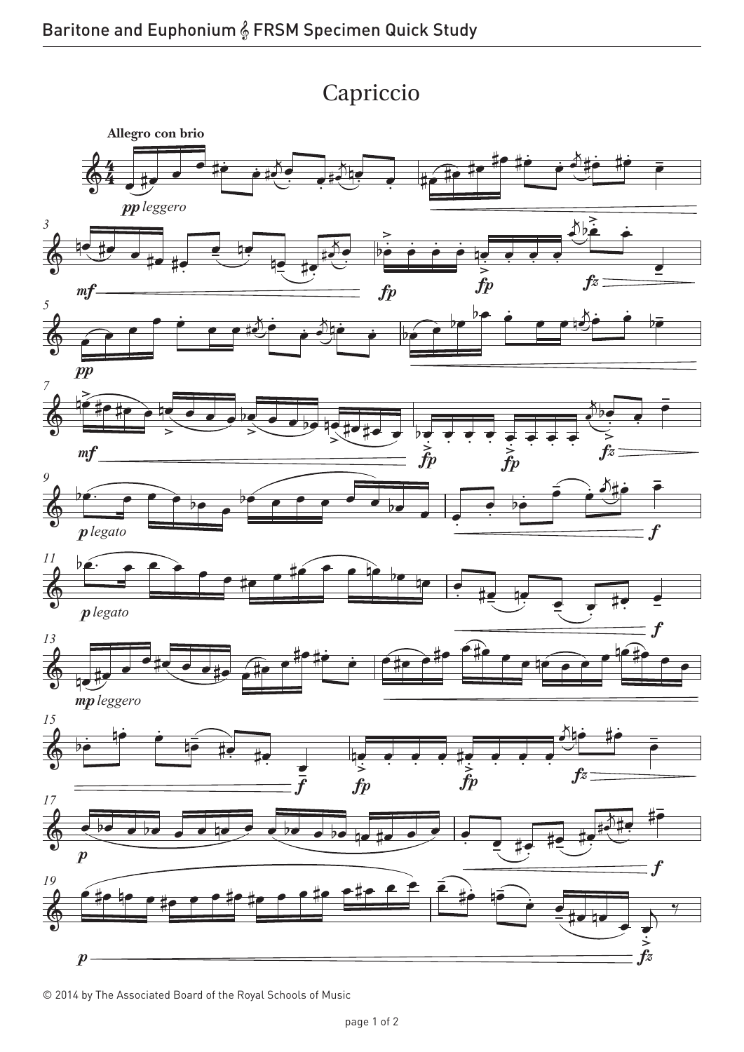# Capriccio

**Allegro con brio**

© 2014 by The Associated Board of the Royal Schools of Music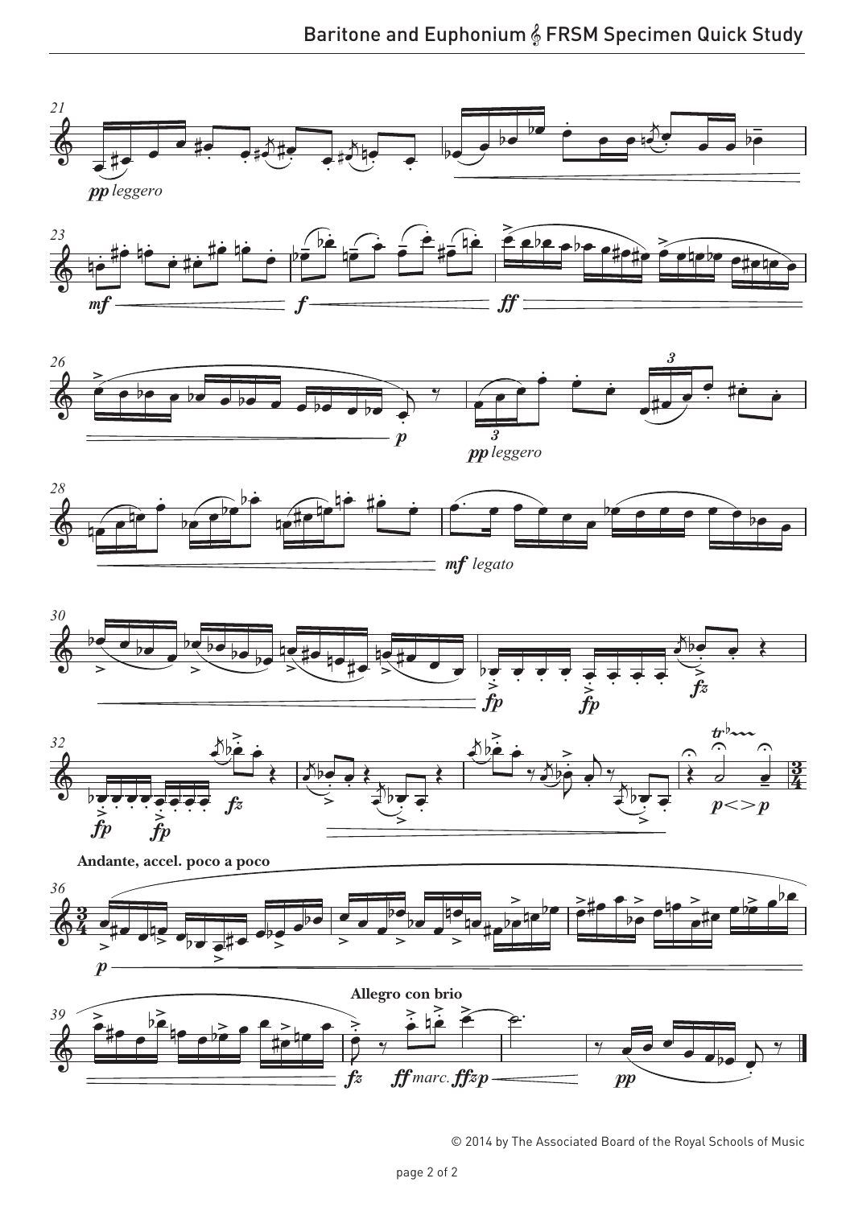**Andante, accel. poco a poco**

**Allegro con brio**

© 2014 by The Associated Board of the Royal Schools of Music